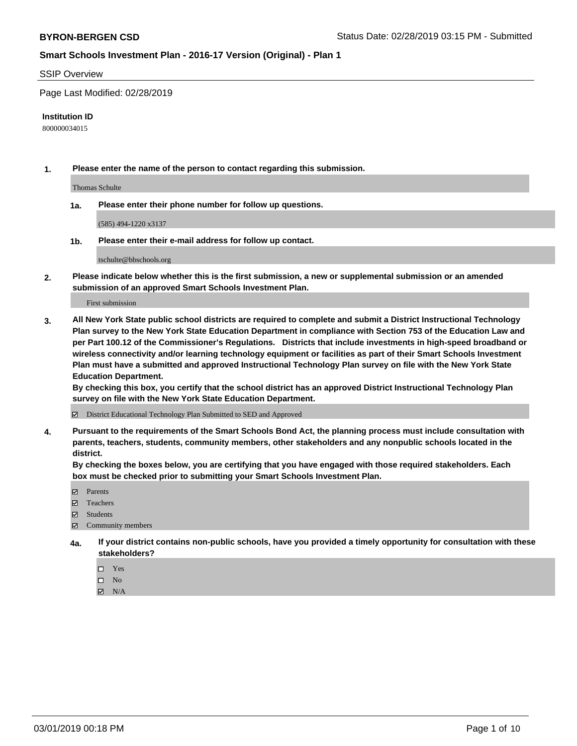**BYRON-BERGEN CSD**

Status Date: 02/28/2019 03:15 PM - Submitted

**Smart Schools Investment Plan - 2016-17 Version (Original) - Plan 1**

SSIP Overview

Page Last Modified: 02/28/2019

**Institution ID**

800000034015

**1. Please enter the name of the person to contact regarding this submission.**

Thomas Schulte

**1a. Please enter their phone number for follow up questions.**

(585) 494-1220 x3137

**1b. Please enter their e-mail address for follow up contact.**

tschulte@bbschools.org

**2. Please indicate below whether this is the first submission, a new or supplemental submission or an amended submission of an approved Smart Schools Investment Plan.**

First submission

**3. All New York State public school districts are required to complete and submit a District Instructional Technology Plan survey to the New York State Education Department in compliance with Section 753 of the Education Law and per Part 100.12 of the Commissioner's Regulations. Districts that include investments in high-speed broadband or wireless connectivity and/or learning technology equipment or facilities as part of their Smart Schools Investment Plan must have a submitted and approved Instructional Technology Plan survey on file with the New York State Education Department.**
**By checking this box, you certify that the school district has an approved District Instructional Technology Plan survey on file with the New York State Education Department.**

☑ District Educational Technology Plan Submitted to SED and Approved

**4. Pursuant to the requirements of the Smart Schools Bond Act, the planning process must include consultation with parents, teachers, students, community members, other stakeholders and any nonpublic schools located in the district.**
**By checking the boxes below, you are certifying that you have engaged with those required stakeholders. Each box must be checked prior to submitting your Smart Schools Investment Plan.**

☑ Parents
☑ Teachers
☑ Students
☑ Community members

**4a. If your district contains non-public schools, have you provided a timely opportunity for consultation with these stakeholders?**

☐ Yes
☐ No
☑ N/A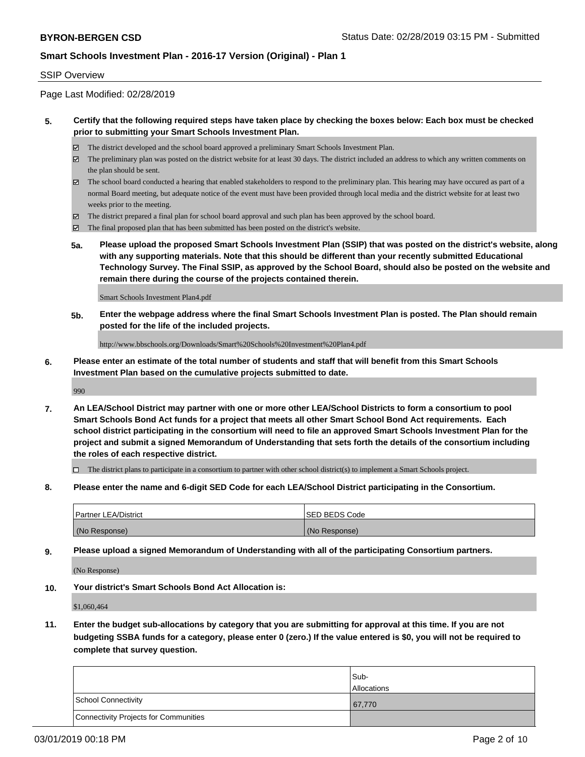SSIP Overview

Page Last Modified: 02/28/2019

**5. Certify that the following required steps have taken place by checking the boxes below: Each box must be checked prior to submitting your Smart Schools Investment Plan.**

- ☑ The district developed and the school board approved a preliminary Smart Schools Investment Plan.
- ☑ The preliminary plan was posted on the district website for at least 30 days. The district included an address to which any written comments on the plan should be sent.
- ☑ The school board conducted a hearing that enabled stakeholders to respond to the preliminary plan. This hearing may have occured as part of a normal Board meeting, but adequate notice of the event must have been provided through local media and the district website for at least two weeks prior to the meeting.
- ☑ The district prepared a final plan for school board approval and such plan has been approved by the school board.
- ☑ The final proposed plan that has been submitted has been posted on the district's website.

**5a. Please upload the proposed Smart Schools Investment Plan (SSIP) that was posted on the district's website, along with any supporting materials. Note that this should be different than your recently submitted Educational Technology Survey. The Final SSIP, as approved by the School Board, should also be posted on the website and remain there during the course of the projects contained therein.**

Smart Schools Investment Plan4.pdf

**5b. Enter the webpage address where the final Smart Schools Investment Plan is posted. The Plan should remain posted for the life of the included projects.**

http://www.bbschools.org/Downloads/Smart%20Schools%20Investment%20Plan4.pdf

**6. Please enter an estimate of the total number of students and staff that will benefit from this Smart Schools Investment Plan based on the cumulative projects submitted to date.**

990

**7. An LEA/School District may partner with one or more other LEA/School Districts to form a consortium to pool Smart Schools Bond Act funds for a project that meets all other Smart School Bond Act requirements. Each school district participating in the consortium will need to file an approved Smart Schools Investment Plan for the project and submit a signed Memorandum of Understanding that sets forth the details of the consortium including the roles of each respective district.**

- ☐ The district plans to participate in a consortium to partner with other school district(s) to implement a Smart Schools project.

**8. Please enter the name and 6-digit SED Code for each LEA/School District participating in the Consortium.**

| Partner LEA/District | SED BEDS Code |
|---|---|
| (No Response) | (No Response) |

**9. Please upload a signed Memorandum of Understanding with all of the participating Consortium partners.**

(No Response)

**10. Your district's Smart Schools Bond Act Allocation is:**

$1,060,464

**11. Enter the budget sub-allocations by category that you are submitting for approval at this time. If you are not budgeting SSBA funds for a category, please enter 0 (zero.) If the value entered is $0, you will not be required to complete that survey question.**

| | Sub-Allocations |
|---|---|
| School Connectivity | 67,770 |
| Connectivity Projects for Communities | |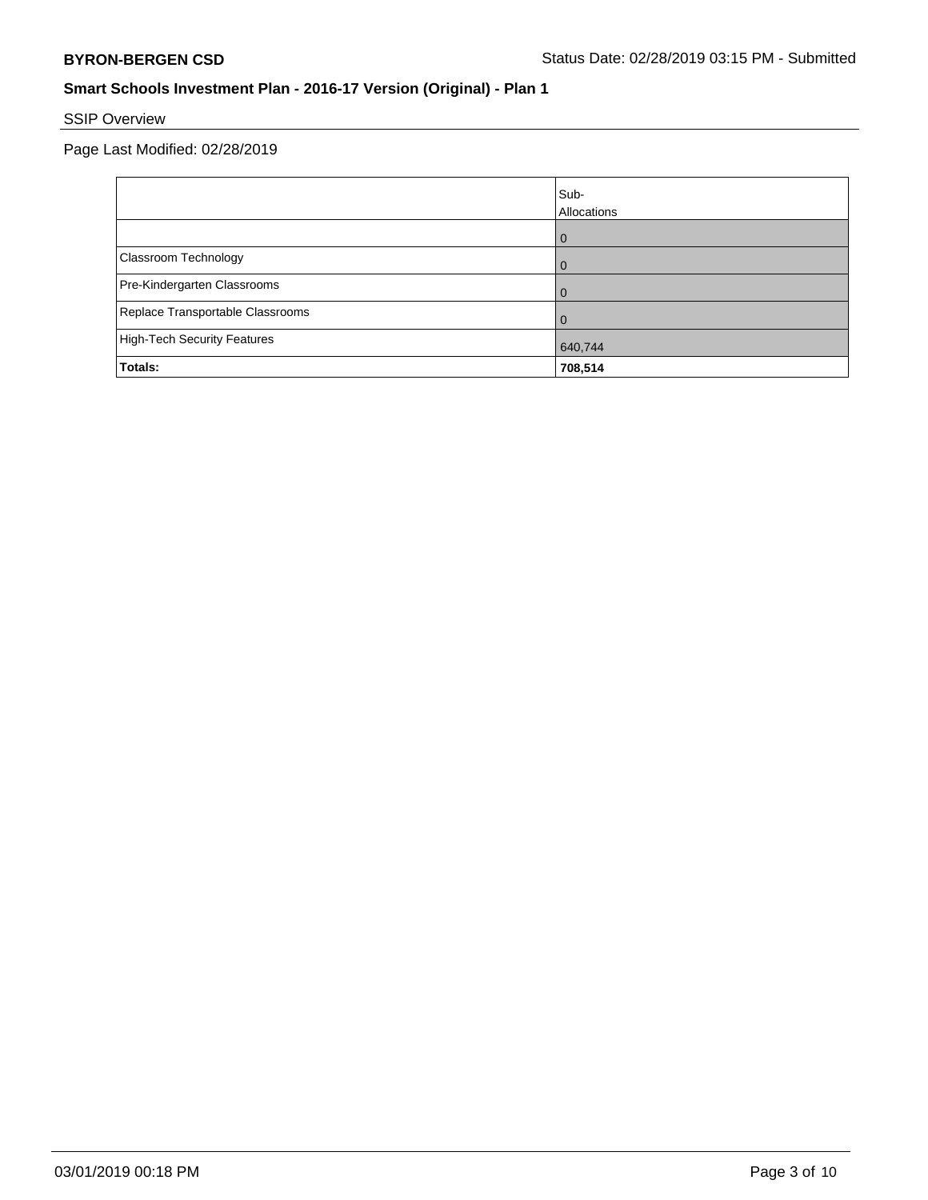**BYRON-BERGEN CSD**

Status Date: 02/28/2019 03:15 PM - Submitted

**Smart Schools Investment Plan - 2016-17 Version (Original) - Plan 1**

SSIP Overview

Page Last Modified: 02/28/2019

| | Sub-Allocations |
|---|---|
| | 0 |
| Classroom Technology | 0 |
| Pre-Kindergarten Classrooms | 0 |
| Replace Transportable Classrooms | 0 |
| High-Tech Security Features | 640,744 |
| **Totals:** | **708,514** |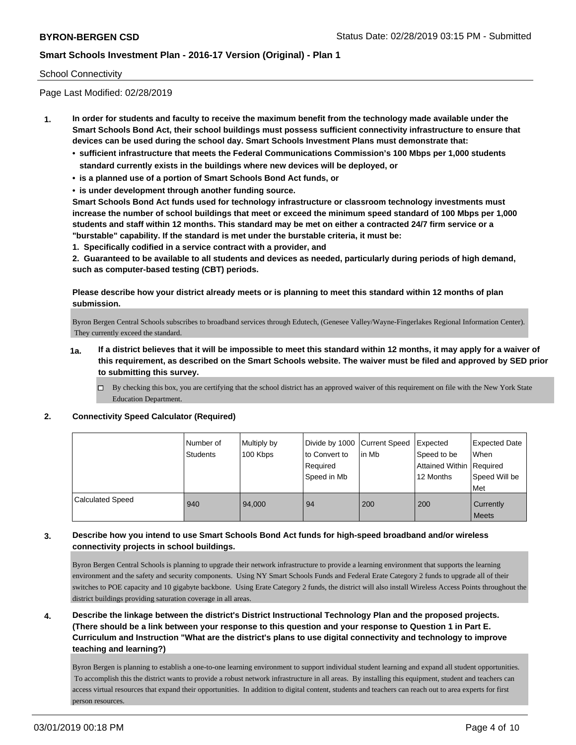**BYRON-BERGEN CSD** Status Date: 02/28/2019 03:15 PM - Submitted

**Smart Schools Investment Plan - 2016-17 Version (Original) - Plan 1**

School Connectivity

Page Last Modified: 02/28/2019

**1. In order for students and faculty to receive the maximum benefit from the technology made available under the Smart Schools Bond Act, their school buildings must possess sufficient connectivity infrastructure to ensure that devices can be used during the school day. Smart Schools Investment Plans must demonstrate that:**

- **sufficient infrastructure that meets the Federal Communications Commission's 100 Mbps per 1,000 students standard currently exists in the buildings where new devices will be deployed, or**
- **is a planned use of a portion of Smart Schools Bond Act funds, or**
- **is under development through another funding source.**

**Smart Schools Bond Act funds used for technology infrastructure or classroom technology investments must increase the number of school buildings that meet or exceed the minimum speed standard of 100 Mbps per 1,000 students and staff within 12 months. This standard may be met on either a contracted 24/7 firm service or a "burstable" capability. If the standard is met under the burstable criteria, it must be:**

**1. Specifically codified in a service contract with a provider, and**

**2. Guaranteed to be available to all students and devices as needed, particularly during periods of high demand, such as computer-based testing (CBT) periods.**

**Please describe how your district already meets or is planning to meet this standard within 12 months of plan submission.**

Byron Bergen Central Schools subscribes to broadband services through Edutech, (Genesee Valley/Wayne-Fingerlakes Regional Information Center). They currently exceed the standard.

**1a. If a district believes that it will be impossible to meet this standard within 12 months, it may apply for a waiver of this requirement, as described on the Smart Schools website. The waiver must be filed and approved by SED prior to submitting this survey.**

☐ By checking this box, you are certifying that the school district has an approved waiver of this requirement on file with the New York State Education Department.

**2. Connectivity Speed Calculator (Required)**

| | Number of Students | Multiply by 100 Kbps | Divide by 1000 to Convert to Required Speed in Mb | Current Speed in Mb | Expected Speed to be Attained Within 12 Months | Expected Date When Required Speed Will be Met |
|---|---|---|---|---|---|---|
| Calculated Speed | 940 | 94,000 | 94 | 200 | 200 | Currently Meets |

**3. Describe how you intend to use Smart Schools Bond Act funds for high-speed broadband and/or wireless connectivity projects in school buildings.**

Byron Bergen Central Schools is planning to upgrade their network infrastructure to provide a learning environment that supports the learning environment and the safety and security components. Using NY Smart Schools Funds and Federal Erate Category 2 funds to upgrade all of their switches to POE capacity and 10 gigabyte backbone. Using Erate Category 2 funds, the district will also install Wireless Access Points throughout the district buildings providing saturation coverage in all areas.

**4. Describe the linkage between the district's District Instructional Technology Plan and the proposed projects. (There should be a link between your response to this question and your response to Question 1 in Part E. Curriculum and Instruction "What are the district's plans to use digital connectivity and technology to improve teaching and learning?)**

Byron Bergen is planning to establish a one-to-one learning environment to support individual student learning and expand all student opportunities. To accomplish this the district wants to provide a robust network infrastructure in all areas. By installing this equipment, student and teachers can access virtual resources that expand their opportunities. In addition to digital content, students and teachers can reach out to area experts for first person resources.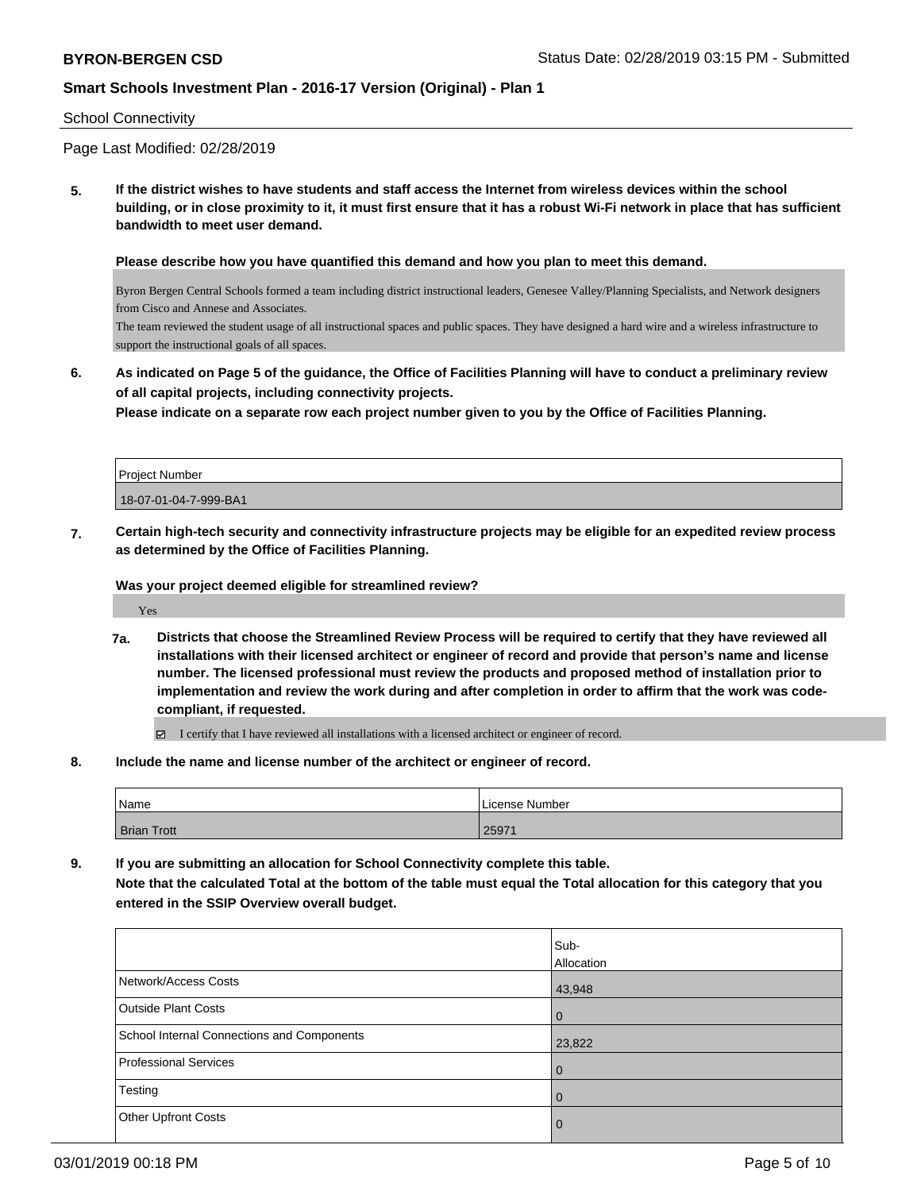School Connectivity

Page Last Modified: 02/28/2019

**5. If the district wishes to have students and staff access the Internet from wireless devices within the school building, or in close proximity to it, it must first ensure that it has a robust Wi-Fi network in place that has sufficient bandwidth to meet user demand.**

**Please describe how you have quantified this demand and how you plan to meet this demand.**

Byron Bergen Central Schools formed a team including district instructional leaders, Genesee Valley/Planning Specialists, and Network designers from Cisco and Annese and Associates.
The team reviewed the student usage of all instructional spaces and public spaces. They have designed a hard wire and a wireless infrastructure to support the instructional goals of all spaces.

**6. As indicated on Page 5 of the guidance, the Office of Facilities Planning will have to conduct a preliminary review of all capital projects, including connectivity projects.**
**Please indicate on a separate row each project number given to you by the Office of Facilities Planning.**

| Project Number |
|---|
| 18-07-01-04-7-999-BA1 |

**7. Certain high-tech security and connectivity infrastructure projects may be eligible for an expedited review process as determined by the Office of Facilities Planning.**

**Was your project deemed eligible for streamlined review?**

Yes

**7a. Districts that choose the Streamlined Review Process will be required to certify that they have reviewed all installations with their licensed architect or engineer of record and provide that person's name and license number. The licensed professional must review the products and proposed method of installation prior to implementation and review the work during and after completion in order to affirm that the work was code-compliant, if requested.**

☑ I certify that I have reviewed all installations with a licensed architect or engineer of record.

**8. Include the name and license number of the architect or engineer of record.**

| Name | License Number |
|---|---|
| Brian Trott | 25971 |

**9. If you are submitting an allocation for School Connectivity complete this table.**
**Note that the calculated Total at the bottom of the table must equal the Total allocation for this category that you entered in the SSIP Overview overall budget.**

| | Sub-Allocation |
|---|---|
| Network/Access Costs | 43,948 |
| Outside Plant Costs | 0 |
| School Internal Connections and Components | 23,822 |
| Professional Services | 0 |
| Testing | 0 |
| Other Upfront Costs | 0 |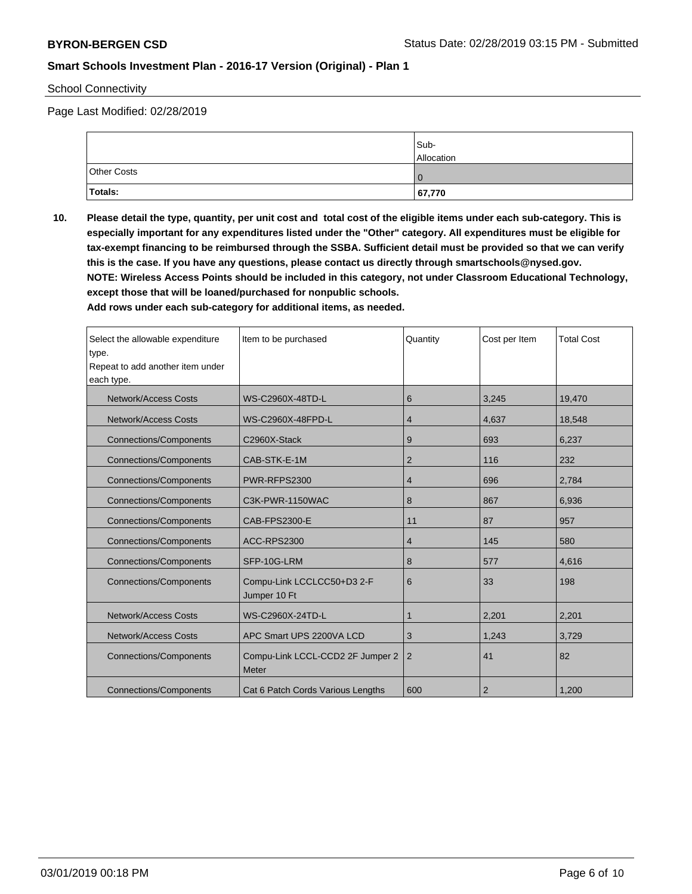School Connectivity

Page Last Modified: 02/28/2019

| | Sub-Allocation |
|---|---|
| Other Costs | 0 |
| **Totals:** | **67,770** |

**10. Please detail the type, quantity, per unit cost and total cost of the eligible items under each sub-category. This is especially important for any expenditures listed under the "Other" category. All expenditures must be eligible for tax-exempt financing to be reimbursed through the SSBA. Sufficient detail must be provided so that we can verify this is the case. If you have any questions, please contact us directly through smartschools@nysed.gov.**
**NOTE: Wireless Access Points should be included in this category, not under Classroom Educational Technology, except those that will be loaned/purchased for nonpublic schools.**
**Add rows under each sub-category for additional items, as needed.**

| Select the allowable expenditure type. Repeat to add another item under each type. | Item to be purchased | Quantity | Cost per Item | Total Cost |
|---|---|---|---|---|
| Network/Access Costs | WS-C2960X-48TD-L | 6 | 3,245 | 19,470 |
| Network/Access Costs | WS-C2960X-48FPD-L | 4 | 4,637 | 18,548 |
| Connections/Components | C2960X-Stack | 9 | 693 | 6,237 |
| Connections/Components | CAB-STK-E-1M | 2 | 116 | 232 |
| Connections/Components | PWR-RFPS2300 | 4 | 696 | 2,784 |
| Connections/Components | C3K-PWR-1150WAC | 8 | 867 | 6,936 |
| Connections/Components | CAB-FPS2300-E | 11 | 87 | 957 |
| Connections/Components | ACC-RPS2300 | 4 | 145 | 580 |
| Connections/Components | SFP-10G-LRM | 8 | 577 | 4,616 |
| Connections/Components | Compu-Link LCCLCC50+D3 2-F Jumper 10 Ft | 6 | 33 | 198 |
| Network/Access Costs | WS-C2960X-24TD-L | 1 | 2,201 | 2,201 |
| Network/Access Costs | APC Smart UPS 2200VA LCD | 3 | 1,243 | 3,729 |
| Connections/Components | Compu-Link LCCL-CCD2 2F Jumper 2 Meter | 2 | 41 | 82 |
| Connections/Components | Cat 6 Patch Cords Various Lengths | 600 | 2 | 1,200 |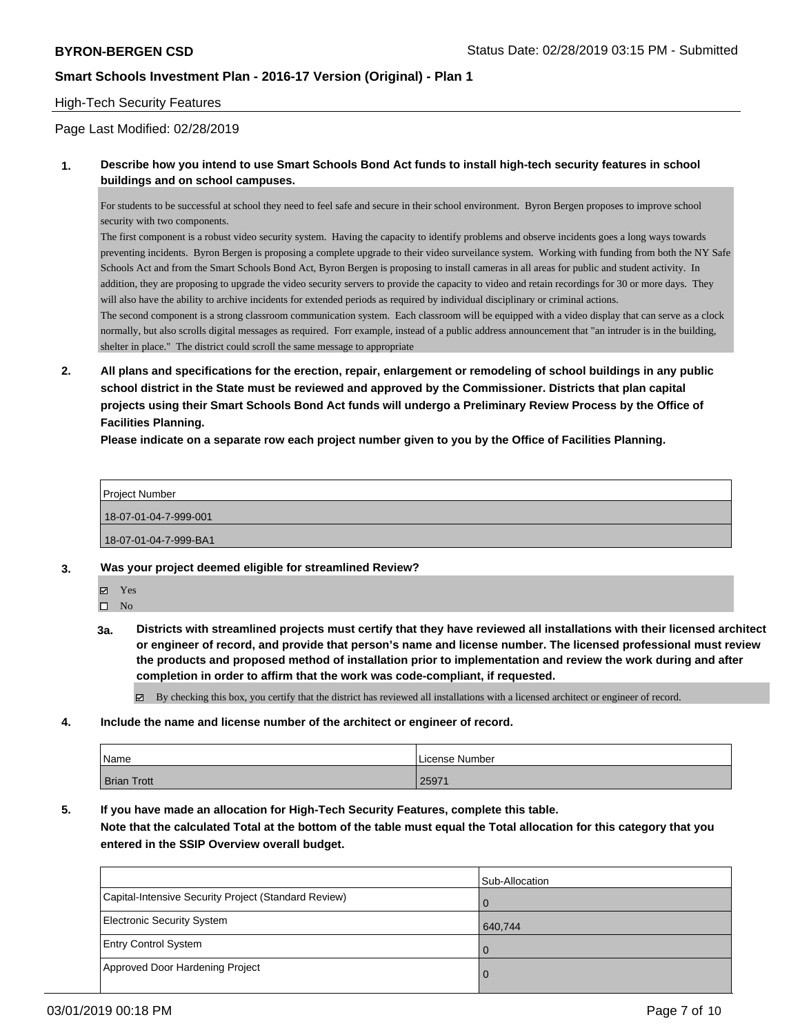**BYRON-BERGEN CSD** Status Date: 02/28/2019 03:15 PM - Submitted

**Smart Schools Investment Plan - 2016-17 Version (Original) - Plan 1**

High-Tech Security Features

Page Last Modified: 02/28/2019

**1. Describe how you intend to use Smart Schools Bond Act funds to install high-tech security features in school buildings and on school campuses.**

For students to be successful at school they need to feel safe and secure in their school environment. Byron Bergen proposes to improve school security with two components.
The first component is a robust video security system. Having the capacity to identify problems and observe incidents goes a long ways towards preventing incidents. Byron Bergen is proposing a complete upgrade to their video surveilance system. Working with funding from both the NY Safe Schools Act and from the Smart Schools Bond Act, Byron Bergen is proposing to install cameras in all areas for public and student activity. In addition, they are proposing to upgrade the video security servers to provide the capacity to video and retain recordings for 30 or more days. They will also have the ability to archive incidents for extended periods as required by individual disciplinary or criminal actions.
The second component is a strong classroom communication system. Each classroom will be equipped with a video display that can serve as a clock normally, but also scrolls digital messages as required. Forr example, instead of a public address announcement that "an intruder is in the building, shelter in place." The district could scroll the same message to appropriate

**2. All plans and specifications for the erection, repair, enlargement or remodeling of school buildings in any public school district in the State must be reviewed and approved by the Commissioner. Districts that plan capital projects using their Smart Schools Bond Act funds will undergo a Preliminary Review Process by the Office of Facilities Planning.**
**Please indicate on a separate row each project number given to you by the Office of Facilities Planning.**

| Project Number |
|---|
| 18-07-01-04-7-999-001 |
| 18-07-01-04-7-999-BA1 |

**3. Was your project deemed eligible for streamlined Review?**

- ☑ Yes
- ☐ No

**3a. Districts with streamlined projects must certify that they have reviewed all installations with their licensed architect or engineer of record, and provide that person's name and license number. The licensed professional must review the products and proposed method of installation prior to implementation and review the work during and after completion in order to affirm that the work was code-compliant, if requested.**

☑ By checking this box, you certify that the district has reviewed all installations with a licensed architect or engineer of record.

**4. Include the name and license number of the architect or engineer of record.**

| Name | License Number |
|---|---|
| Brian Trott | 25971 |

**5. If you have made an allocation for High-Tech Security Features, complete this table.**
**Note that the calculated Total at the bottom of the table must equal the Total allocation for this category that you entered in the SSIP Overview overall budget.**

| | Sub-Allocation |
|---|---|
| Capital-Intensive Security Project (Standard Review) | 0 |
| Electronic Security System | 640,744 |
| Entry Control System | 0 |
| Approved Door Hardening Project | 0 |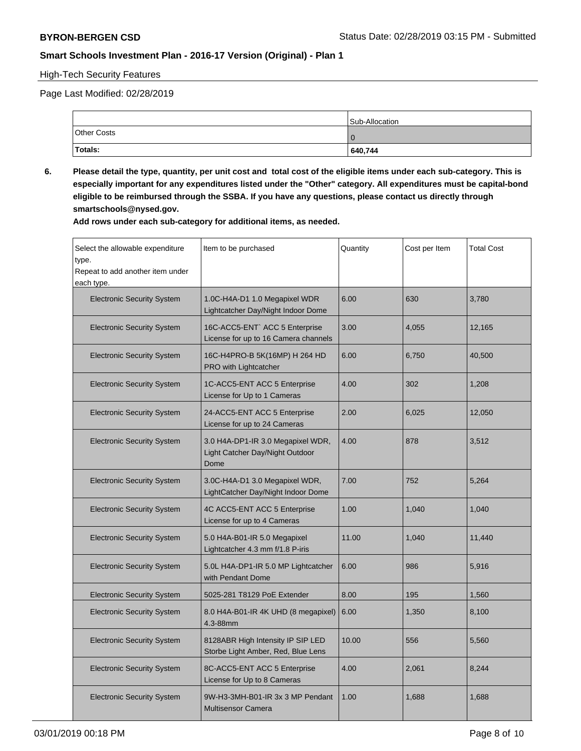High-Tech Security Features

Page Last Modified: 02/28/2019

| | Sub-Allocation |
|---|---|
| Other Costs | 0 |
| **Totals:** | **640,744** |

**6. Please detail the type, quantity, per unit cost and total cost of the eligible items under each sub-category. This is especially important for any expenditures listed under the "Other" category. All expenditures must be capital-bond eligible to be reimbursed through the SSBA. If you have any questions, please contact us directly through smartschools@nysed.gov.**

**Add rows under each sub-category for additional items, as needed.**

| Select the allowable expenditure type. Repeat to add another item under each type. | Item to be purchased | Quantity | Cost per Item | Total Cost |
|---|---|---|---|---|
| Electronic Security System | 1.0C-H4A-D1 1.0 Megapixel WDR Lightcatcher Day/Night Indoor Dome | 6.00 | 630 | 3,780 |
| Electronic Security System | 16C-ACC5-ENT` ACC 5 Enterprise License for up to 16 Camera channels | 3.00 | 4,055 | 12,165 |
| Electronic Security System | 16C-H4PRO-B 5K(16MP) H 264 HD PRO with Lightcatcher | 6.00 | 6,750 | 40,500 |
| Electronic Security System | 1C-ACC5-ENT ACC 5 Enterprise License for Up to 1 Cameras | 4.00 | 302 | 1,208 |
| Electronic Security System | 24-ACC5-ENT ACC 5 Enterprise License for up to 24 Cameras | 2.00 | 6,025 | 12,050 |
| Electronic Security System | 3.0 H4A-DP1-IR 3.0 Megapixel WDR, Light Catcher Day/Night Outdoor Dome | 4.00 | 878 | 3,512 |
| Electronic Security System | 3.0C-H4A-D1 3.0 Megapixel WDR, LightCatcher Day/Night Indoor Dome | 7.00 | 752 | 5,264 |
| Electronic Security System | 4C ACC5-ENT ACC 5 Enterprise License for up to 4 Cameras | 1.00 | 1,040 | 1,040 |
| Electronic Security System | 5.0 H4A-B01-IR 5.0 Megapixel Lightcatcher 4.3 mm f/1.8 P-iris | 11.00 | 1,040 | 11,440 |
| Electronic Security System | 5.0L H4A-DP1-IR 5.0 MP Lightcatcher with Pendant Dome | 6.00 | 986 | 5,916 |
| Electronic Security System | 5025-281 T8129 PoE Extender | 8.00 | 195 | 1,560 |
| Electronic Security System | 8.0 H4A-B01-IR 4K UHD (8 megapixel) 4.3-88mm | 6.00 | 1,350 | 8,100 |
| Electronic Security System | 8128ABR High Intensity IP SIP LED Storbe Light Amber, Red, Blue Lens | 10.00 | 556 | 5,560 |
| Electronic Security System | 8C-ACC5-ENT ACC 5 Enterprise License for Up to 8 Cameras | 4.00 | 2,061 | 8,244 |
| Electronic Security System | 9W-H3-3MH-B01-IR 3x 3 MP Pendant Multisensor Camera | 1.00 | 1,688 | 1,688 |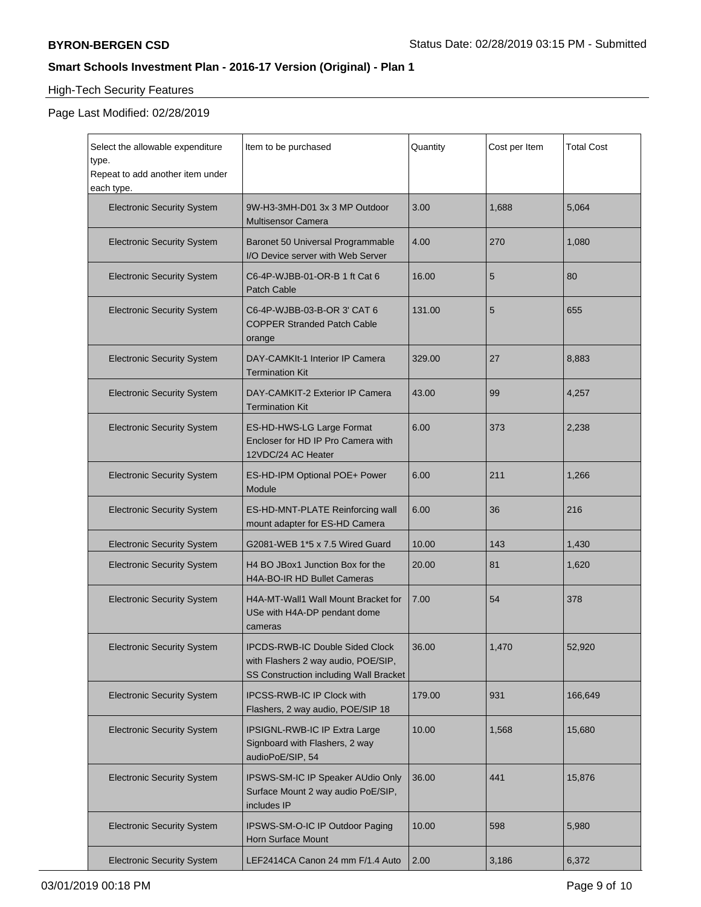## Smart Schools Investment Plan - 2016-17 Version (Original) - Plan 1

### High-Tech Security Features

Page Last Modified: 02/28/2019

| Select the allowable expenditure type. Repeat to add another item under each type. | Item to be purchased | Quantity | Cost per Item | Total Cost |
| --- | --- | --- | --- | --- |
| Electronic Security System | 9W-H3-3MH-D01 3x 3 MP Outdoor Multisensor Camera | 3.00 | 1,688 | 5,064 |
| Electronic Security System | Baronet 50 Universal Programmable I/O Device server with Web Server | 4.00 | 270 | 1,080 |
| Electronic Security System | C6-4P-WJBB-01-OR-B 1 ft Cat 6 Patch Cable | 16.00 | 5 | 80 |
| Electronic Security System | C6-4P-WJBB-03-B-OR 3' CAT 6 COPPER Stranded Patch Cable orange | 131.00 | 5 | 655 |
| Electronic Security System | DAY-CAMKIt-1 Interior IP Camera Termination Kit | 329.00 | 27 | 8,883 |
| Electronic Security System | DAY-CAMKIT-2 Exterior IP Camera Termination Kit | 43.00 | 99 | 4,257 |
| Electronic Security System | ES-HD-HWS-LG Large Format Encloser for HD IP Pro Camera with 12VDC/24 AC Heater | 6.00 | 373 | 2,238 |
| Electronic Security System | ES-HD-IPM Optional POE+ Power Module | 6.00 | 211 | 1,266 |
| Electronic Security System | ES-HD-MNT-PLATE Reinforcing wall mount adapter for ES-HD Camera | 6.00 | 36 | 216 |
| Electronic Security System | G2081-WEB 1*5 x 7.5 Wired Guard | 10.00 | 143 | 1,430 |
| Electronic Security System | H4 BO JBox1 Junction Box for the H4A-BO-IR HD Bullet Cameras | 20.00 | 81 | 1,620 |
| Electronic Security System | H4A-MT-Wall1 Wall Mount Bracket for USe with H4A-DP pendant dome cameras | 7.00 | 54 | 378 |
| Electronic Security System | IPCDS-RWB-IC Double Sided Clock with Flashers 2 way audio, POE/SIP, SS Construction including Wall Bracket | 36.00 | 1,470 | 52,920 |
| Electronic Security System | IPCSS-RWB-IC IP Clock with Flashers, 2 way audio, POE/SIP 18 | 179.00 | 931 | 166,649 |
| Electronic Security System | IPSIGNL-RWB-IC IP Extra Large Signboard with Flashers, 2 way audioPoE/SIP, 54 | 10.00 | 1,568 | 15,680 |
| Electronic Security System | IPSWS-SM-IC IP Speaker AUdio Only Surface Mount 2 way audio PoE/SIP, includes IP | 36.00 | 441 | 15,876 |
| Electronic Security System | IPSWS-SM-O-IC IP Outdoor Paging Horn Surface Mount | 10.00 | 598 | 5,980 |
| Electronic Security System | LEF2414CA Canon 24 mm F/1.4 Auto | 2.00 | 3,186 | 6,372 |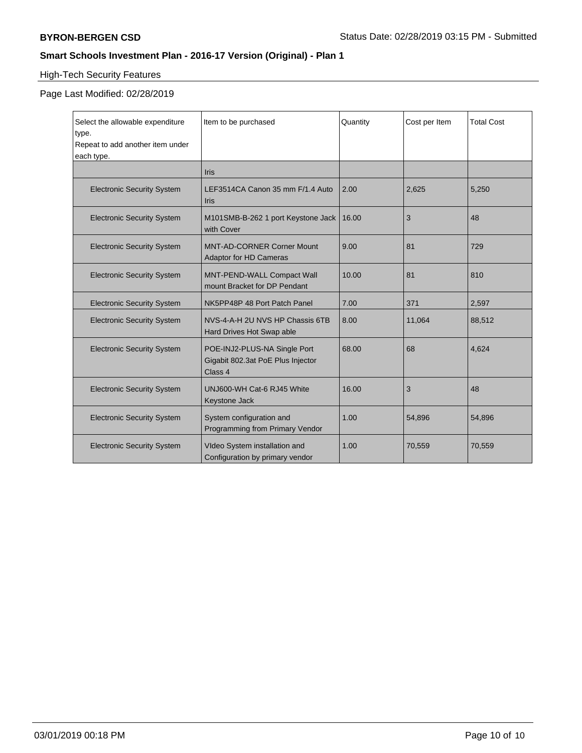## High-Tech Security Features

Page Last Modified: 02/28/2019

| Select the allowable expenditure type. Repeat to add another item under each type. | Item to be purchased | Quantity | Cost per Item | Total Cost |
|---|---|---|---|---|
| | Iris | | | |
| Electronic Security System | LEF3514CA Canon 35 mm F/1.4 Auto Iris | 2.00 | 2,625 | 5,250 |
| Electronic Security System | M101SMB-B-262 1 port Keystone Jack with Cover | 16.00 | 3 | 48 |
| Electronic Security System | MNT-AD-CORNER Corner Mount Adaptor for HD Cameras | 9.00 | 81 | 729 |
| Electronic Security System | MNT-PEND-WALL Compact Wall mount Bracket for DP Pendant | 10.00 | 81 | 810 |
| Electronic Security System | NK5PP48P 48 Port Patch Panel | 7.00 | 371 | 2,597 |
| Electronic Security System | NVS-4-A-H 2U NVS HP Chassis 6TB Hard Drives Hot Swap able | 8.00 | 11,064 | 88,512 |
| Electronic Security System | POE-INJ2-PLUS-NA Single Port Gigabit 802.3at PoE Plus Injector Class 4 | 68.00 | 68 | 4,624 |
| Electronic Security System | UNJ600-WH Cat-6 RJ45 White Keystone Jack | 16.00 | 3 | 48 |
| Electronic Security System | System configuration and Programming from Primary Vendor | 1.00 | 54,896 | 54,896 |
| Electronic Security System | VIdeo System installation and Configuration by primary vendor | 1.00 | 70,559 | 70,559 |